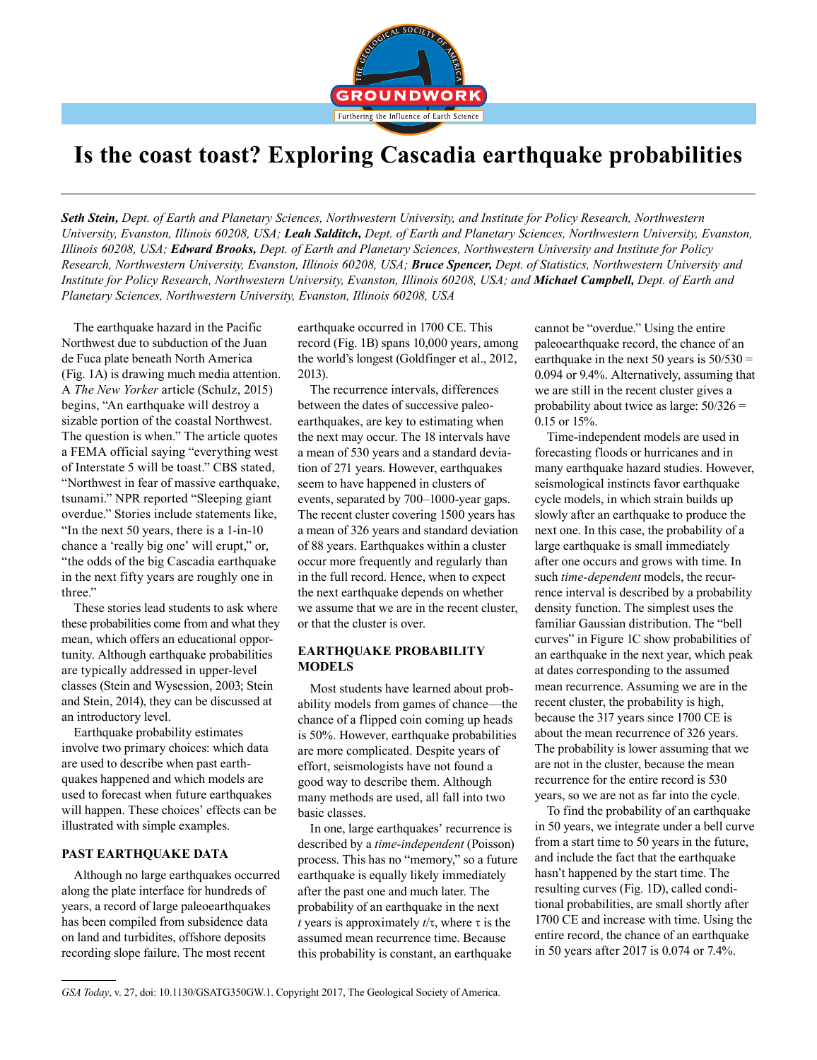# Is the coast toast? Exploring Cascadia earthquake probabilities

***Seth Stein,** Dept. of Earth and Planetary Sciences, Northwestern University, and Institute for Policy Research, Northwestern University, Evanston, Illinois 60208, USA; **Leah Salditch,** Dept. of Earth and Planetary Sciences, Northwestern University, Evanston, Illinois 60208, USA; **Edward Brooks,** Dept. of Earth and Planetary Sciences, Northwestern University and Institute for Policy Research, Northwestern University, Evanston, Illinois 60208, USA; **Bruce Spencer,** Dept. of Statistics, Northwestern University and Institute for Policy Research, Northwestern University, Evanston, Illinois 60208, USA; and **Michael Campbell,** Dept. of Earth and Planetary Sciences, Northwestern University, Evanston, Illinois 60208, USA*

The earthquake hazard in the Pacific Northwest due to subduction of the Juan de Fuca plate beneath North America (Fig. 1A) is drawing much media attention. A *The New Yorker* article (Schulz, 2015) begins, "An earthquake will destroy a sizable portion of the coastal Northwest. The question is when." The article quotes a FEMA official saying "everything west of Interstate 5 will be toast." CBS stated, "Northwest in fear of massive earthquake, tsunami." NPR reported "Sleeping giant overdue." Stories include statements like, "In the next 50 years, there is a 1-in-10 chance a 'really big one' will erupt," or, "the odds of the big Cascadia earthquake in the next fifty years are roughly one in three."

These stories lead students to ask where these probabilities come from and what they mean, which offers an educational opportunity. Although earthquake probabilities are typically addressed in upper-level classes (Stein and Wysession, 2003; Stein and Stein, 2014), they can be discussed at an introductory level.

Earthquake probability estimates involve two primary choices: which data are used to describe when past earthquakes happened and which models are used to forecast when future earthquakes will happen. These choices' effects can be illustrated with simple examples.

## PAST EARTHQUAKE DATA

Although no large earthquakes occurred along the plate interface for hundreds of years, a record of large paleoearthquakes has been compiled from subsidence data on land and turbidites, offshore deposits recording slope failure. The most recent earthquake occurred in 1700 CE. This record (Fig. 1B) spans 10,000 years, among the world's longest (Goldfinger et al., 2012, 2013).

The recurrence intervals, differences between the dates of successive paleoearthquakes, are key to estimating when the next may occur. The 18 intervals have a mean of 530 years and a standard deviation of 271 years. However, earthquakes seem to have happened in clusters of events, separated by 700–1000-year gaps. The recent cluster covering 1500 years has a mean of 326 years and standard deviation of 88 years. Earthquakes within a cluster occur more frequently and regularly than in the full record. Hence, when to expect the next earthquake depends on whether we assume that we are in the recent cluster, or that the cluster is over.

## EARTHQUAKE PROBABILITY MODELS

Most students have learned about probability models from games of chance—the chance of a flipped coin coming up heads is 50%. However, earthquake probabilities are more complicated. Despite years of effort, seismologists have not found a good way to describe them. Although many methods are used, all fall into two basic classes.

In one, large earthquakes' recurrence is described by a *time-independent* (Poisson) process. This has no "memory," so a future earthquake is equally likely immediately after the past one and much later. The probability of an earthquake in the next $t$ years is approximately $t/\tau$, where $\tau$ is the assumed mean recurrence time. Because this probability is constant, an earthquake cannot be "overdue." Using the entire paleoearthquake record, the chance of an earthquake in the next 50 years is 50/530 = 0.094 or 9.4%. Alternatively, assuming that we are still in the recent cluster gives a probability about twice as large: 50/326 = 0.15 or 15%.

Time-independent models are used in forecasting floods or hurricanes and in many earthquake hazard studies. However, seismological instincts favor earthquake cycle models, in which strain builds up slowly after an earthquake to produce the next one. In this case, the probability of a large earthquake is small immediately after one occurs and grows with time. In such *time-dependent* models, the recurrence interval is described by a probability density function. The simplest uses the familiar Gaussian distribution. The "bell curves" in Figure 1C show probabilities of an earthquake in the next year, which peak at dates corresponding to the assumed mean recurrence. Assuming we are in the recent cluster, the probability is high, because the 317 years since 1700 CE is about the mean recurrence of 326 years. The probability is lower assuming that we are not in the cluster, because the mean recurrence for the entire record is 530 years, so we are not as far into the cycle.

To find the probability of an earthquake in 50 years, we integrate under a bell curve from a start time to 50 years in the future, and include the fact that the earthquake hasn't happened by the start time. The resulting curves (Fig. 1D), called conditional probabilities, are small shortly after 1700 CE and increase with time. Using the entire record, the chance of an earthquake in 50 years after 2017 is 0.074 or 7.4%.

*GSA Today*, v. 27, doi: 10.1130/GSATG350GW.1. Copyright 2017, The Geological Society of America.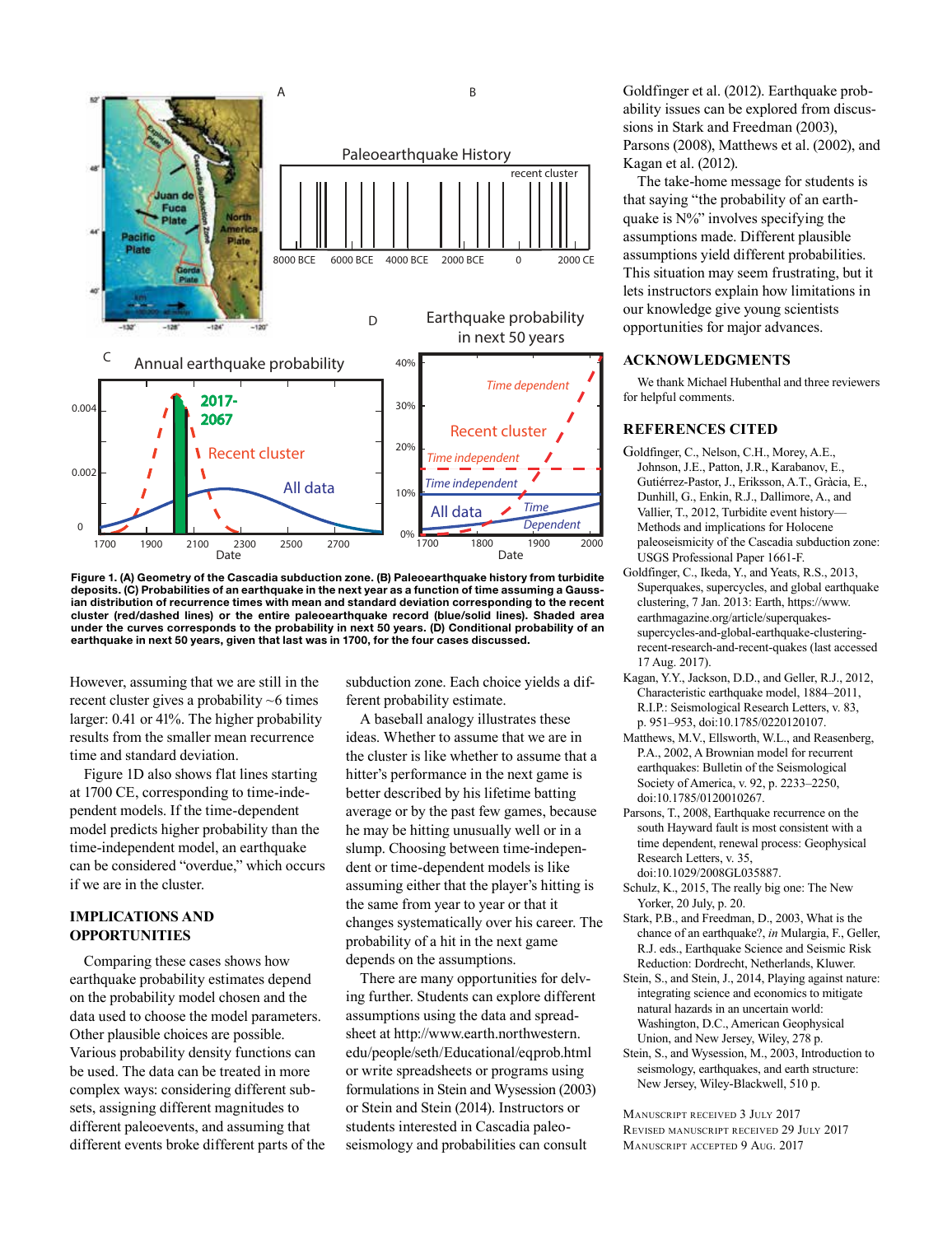A

B

Paleoearthquake History

recent cluster

8000 BCE 6000 BCE 4000 BCE 2000 BCE 0 2000 CE

C

Annual earthquake probability

0.004

0.002

0

2017-2067

Recent cluster

All data

1700 1900 2100 2300 2500 2700

Date

D

Earthquake probability in next 50 years

40%

30%

20%

10%

0%

Time dependent

Recent cluster

Time independent

Time independent

All data

Time Dependent

1700 1800 1900 2000

Date

**Figure 1. (A) Geometry of the Cascadia subduction zone. (B) Paleoearthquake history from turbidite deposits. (C) Probabilities of an earthquake in the next year as a function of time assuming a Gaussian distribution of recurrence times with mean and standard deviation corresponding to the recent cluster (red/dashed lines) or the entire paleoearthquake record (blue/solid lines). Shaded area under the curves corresponds to the probability in next 50 years. (D) Conditional probability of an earthquake in next 50 years, given that last was in 1700, for the four cases discussed.**

However, assuming that we are still in the recent cluster gives a probability ~6 times larger: 0.41 or 41%. The higher probability results from the smaller mean recurrence time and standard deviation.

Figure 1D also shows flat lines starting at 1700 CE, corresponding to time-independent models. If the time-dependent model predicts higher probability than the time-independent model, an earthquake can be considered "overdue," which occurs if we are in the cluster.

## IMPLICATIONS AND OPPORTUNITIES

Comparing these cases shows how earthquake probability estimates depend on the probability model chosen and the data used to choose the model parameters. Other plausible choices are possible. Various probability density functions can be used. The data can be treated in more complex ways: considering different subsets, assigning different magnitudes to different paleoevents, and assuming that different events broke different parts of the subduction zone. Each choice yields a different probability estimate.

A baseball analogy illustrates these ideas. Whether to assume that we are in the cluster is like whether to assume that a hitter's performance in the next game is better described by his lifetime batting average or by the past few games, because he may be hitting unusually well or in a slump. Choosing between time-independent or time-dependent models is like assuming either that the player's hitting is the same from year to year or that it changes systematically over his career. The probability of a hit in the next game depends on the assumptions.

There are many opportunities for delving further. Students can explore different assumptions using the data and spreadsheet at http://www.earth.northwestern.edu/people/seth/Educational/eqprob.html or write spreadsheets or programs using formulations in Stein and Wysession (2003) or Stein and Stein (2014). Instructors or students interested in Cascadia paleoseismology and probabilities can consult Goldfinger et al. (2012). Earthquake probability issues can be explored from discussions in Stark and Freedman (2003), Parsons (2008), Matthews et al. (2002), and Kagan et al. (2012).

The take-home message for students is that saying "the probability of an earthquake is N%" involves specifying the assumptions made. Different plausible assumptions yield different probabilities. This situation may seem frustrating, but it lets instructors explain how limitations in our knowledge give young scientists opportunities for major advances.

## ACKNOWLEDGMENTS

We thank Michael Hubenthal and three reviewers for helpful comments.

## REFERENCES CITED

Goldfinger, C., Nelson, C.H., Morey, A.E., Johnson, J.E., Patton, J.R., Karabanov, E., Gutiérrez-Pastor, J., Eriksson, A.T., Gràcia, E., Dunhill, G., Enkin, R.J., Dallimore, A., and Vallier, T., 2012, Turbidite event history—Methods and implications for Holocene paleoseismicity of the Cascadia subduction zone: USGS Professional Paper 1661-F.

Goldfinger, C., Ikeda, Y., and Yeats, R.S., 2013, Superquakes, supercycles, and global earthquake clustering, 7 Jan. 2013: Earth, https://www.earthmagazine.org/article/superquakes-supercycles-and-global-earthquake-clustering-recent-research-and-recent-quakes (last accessed 17 Aug. 2017).

Kagan, Y.Y., Jackson, D.D., and Geller, R.J., 2012, Characteristic earthquake model, 1884–2011, R.I.P.: Seismological Research Letters, v. 83, p. 951–953, doi:10.1785/0220120107.

Matthews, M.V., Ellsworth, W.L., and Reasenberg, P.A., 2002, A Brownian model for recurrent earthquakes: Bulletin of the Seismological Society of America, v. 92, p. 2233–2250, doi:10.1785/0120010267.

Parsons, T., 2008, Earthquake recurrence on the south Hayward fault is most consistent with a time dependent, renewal process: Geophysical Research Letters, v. 35, doi:10.1029/2008GL035887.

Schulz, K., 2015, The really big one: The New Yorker, 20 July, p. 20.

Stark, P.B., and Freedman, D., 2003, What is the chance of an earthquake?, *in* Mulargia, F., Geller, R.J. eds., Earthquake Science and Seismic Risk Reduction: Dordrecht, Netherlands, Kluwer.

Stein, S., and Stein, J., 2014, Playing against nature: integrating science and economics to mitigate natural hazards in an uncertain world: Washington, D.C., American Geophysical Union, and New Jersey, Wiley, 278 p.

Stein, S., and Wysession, M., 2003, Introduction to seismology, earthquakes, and earth structure: New Jersey, Wiley-Blackwell, 510 p.

Manuscript received 3 July 2017
Revised manuscript received 29 July 2017
Manuscript accepted 9 Aug. 2017